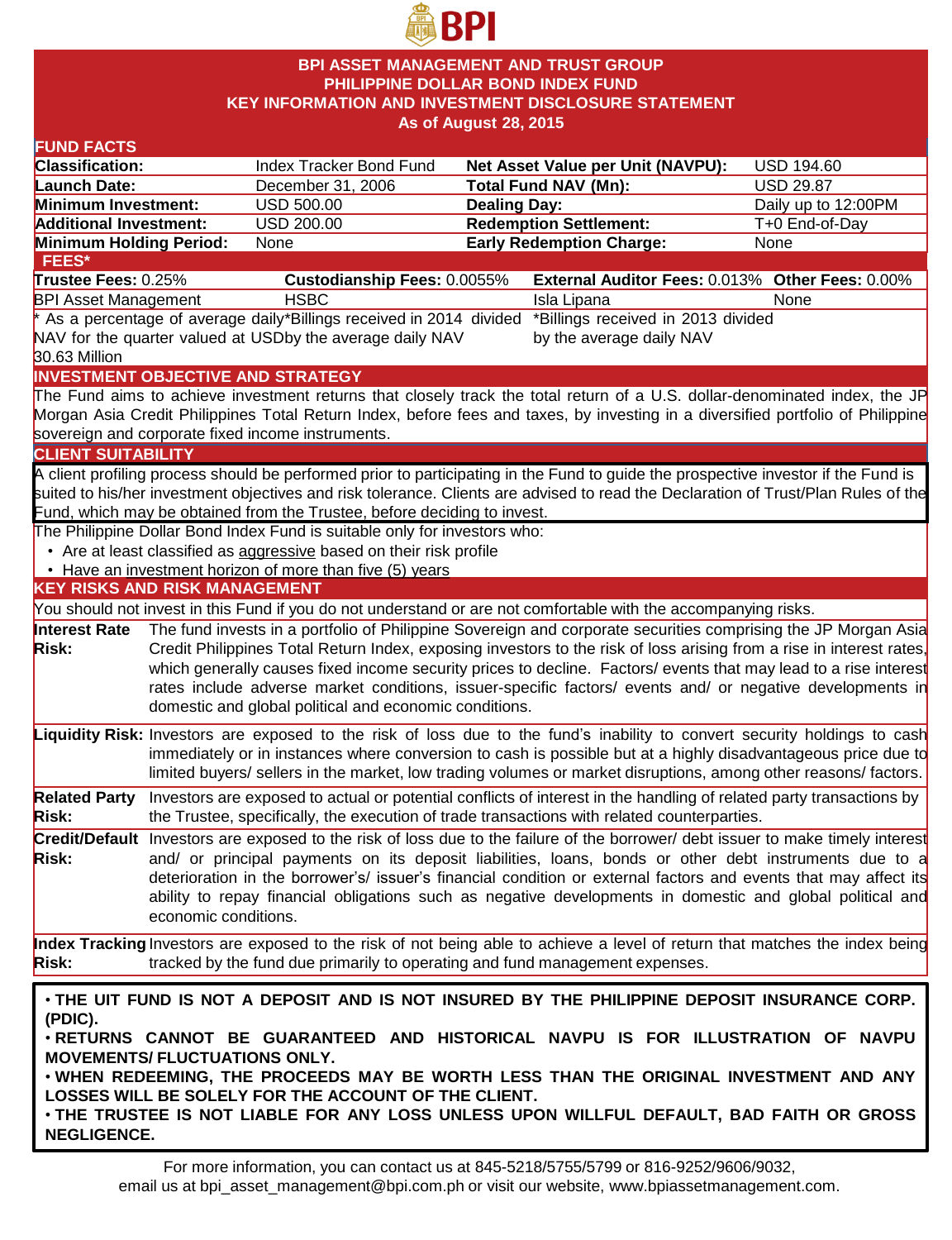# BPI ASSET MANAGEMENT AND TRUST GROUP
## PHILIPPINE DOLLAR BOND INDEX FUND
## KEY INFORMATION AND INVESTMENT DISCLOSURE STATEMENT
### As of August 28, 2015

## FUND FACTS

| | | | |
|---|---|---|---|
| **Classification:** | Index Tracker Bond Fund | **Net Asset Value per Unit (NAVPU):** | USD 194.60 |
| **Launch Date:** | December 31, 2006 | **Total Fund NAV (Mn):** | USD 29.87 |
| **Minimum Investment:** | USD 500.00 | **Dealing Day:** | Daily up to 12:00PM |
| **Additional Investment:** | USD 200.00 | **Redemption Settlement:** | T+0 End-of-Day |
| **Minimum Holding Period:** | None | **Early Redemption Charge:** | None |

## FEES*

| **Trustee Fees:** 0.25% | **Custodianship Fees:** 0.0055% | **External Auditor Fees:** 0.013% | **Other Fees:** 0.00% |
|---|---|---|---|
| BPI Asset Management | HSBC | Isla Lipana | None |
| * As a percentage of average daily NAV for the quarter valued at USD 30.63 Million | *Billings received in 2014 divided by the average daily NAV | *Billings received in 2013 divided by the average daily NAV | |

## INVESTMENT OBJECTIVE AND STRATEGY

The Fund aims to achieve investment returns that closely track the total return of a U.S. dollar-denominated index, the JP Morgan Asia Credit Philippines Total Return Index, before fees and taxes, by investing in a diversified portfolio of Philippine sovereign and corporate fixed income instruments.

## CLIENT SUITABILITY

A client profiling process should be performed prior to participating in the Fund to guide the prospective investor if the Fund is suited to his/her investment objectives and risk tolerance. Clients are advised to read the Declaration of Trust/Plan Rules of the Fund, which may be obtained from the Trustee, before deciding to invest.

The Philippine Dollar Bond Index Fund is suitable only for investors who:

- Are at least classified as aggressive based on their risk profile
- Have an investment horizon of more than five (5) years

## KEY RISKS AND RISK MANAGEMENT

You should not invest in this Fund if you do not understand or are not comfortable with the accompanying risks.

**Interest Rate Risk:** The fund invests in a portfolio of Philippine Sovereign and corporate securities comprising the JP Morgan Asia Credit Philippines Total Return Index, exposing investors to the risk of loss arising from a rise in interest rates, which generally causes fixed income security prices to decline. Factors/ events that may lead to a rise interest rates include adverse market conditions, issuer-specific factors/ events and/ or negative developments in domestic and global political and economic conditions.

**Liquidity Risk:** Investors are exposed to the risk of loss due to the fund's inability to convert security holdings to cash immediately or in instances where conversion to cash is possible but at a highly disadvantageous price due to limited buyers/ sellers in the market, low trading volumes or market disruptions, among other reasons/ factors.

**Related Party Risk:** Investors are exposed to actual or potential conflicts of interest in the handling of related party transactions by the Trustee, specifically, the execution of trade transactions with related counterparties.

**Credit/Default Risk:** Investors are exposed to the risk of loss due to the failure of the borrower/ debt issuer to make timely interest and/ or principal payments on its deposit liabilities, loans, bonds or other debt instruments due to a deterioration in the borrower's/ issuer's financial condition or external factors and events that may affect its ability to repay financial obligations such as negative developments in domestic and global political and economic conditions.

**Index Tracking Risk:** Investors are exposed to the risk of not being able to achieve a level of return that matches the index being tracked by the fund due primarily to operating and fund management expenses.

- **THE UIT FUND IS NOT A DEPOSIT AND IS NOT INSURED BY THE PHILIPPINE DEPOSIT INSURANCE CORP. (PDIC).**
- **RETURNS CANNOT BE GUARANTEED AND HISTORICAL NAVPU IS FOR ILLUSTRATION OF NAVPU MOVEMENTS/ FLUCTUATIONS ONLY.**
- **WHEN REDEEMING, THE PROCEEDS MAY BE WORTH LESS THAN THE ORIGINAL INVESTMENT AND ANY LOSSES WILL BE SOLELY FOR THE ACCOUNT OF THE CLIENT.**
- **THE TRUSTEE IS NOT LIABLE FOR ANY LOSS UNLESS UPON WILLFUL DEFAULT, BAD FAITH OR GROSS NEGLIGENCE.**

For more information, you can contact us at 845-5218/5755/5799 or 816-9252/9606/9032, email us at bpi_asset_management@bpi.com.ph or visit our website, www.bpiassetmanagement.com.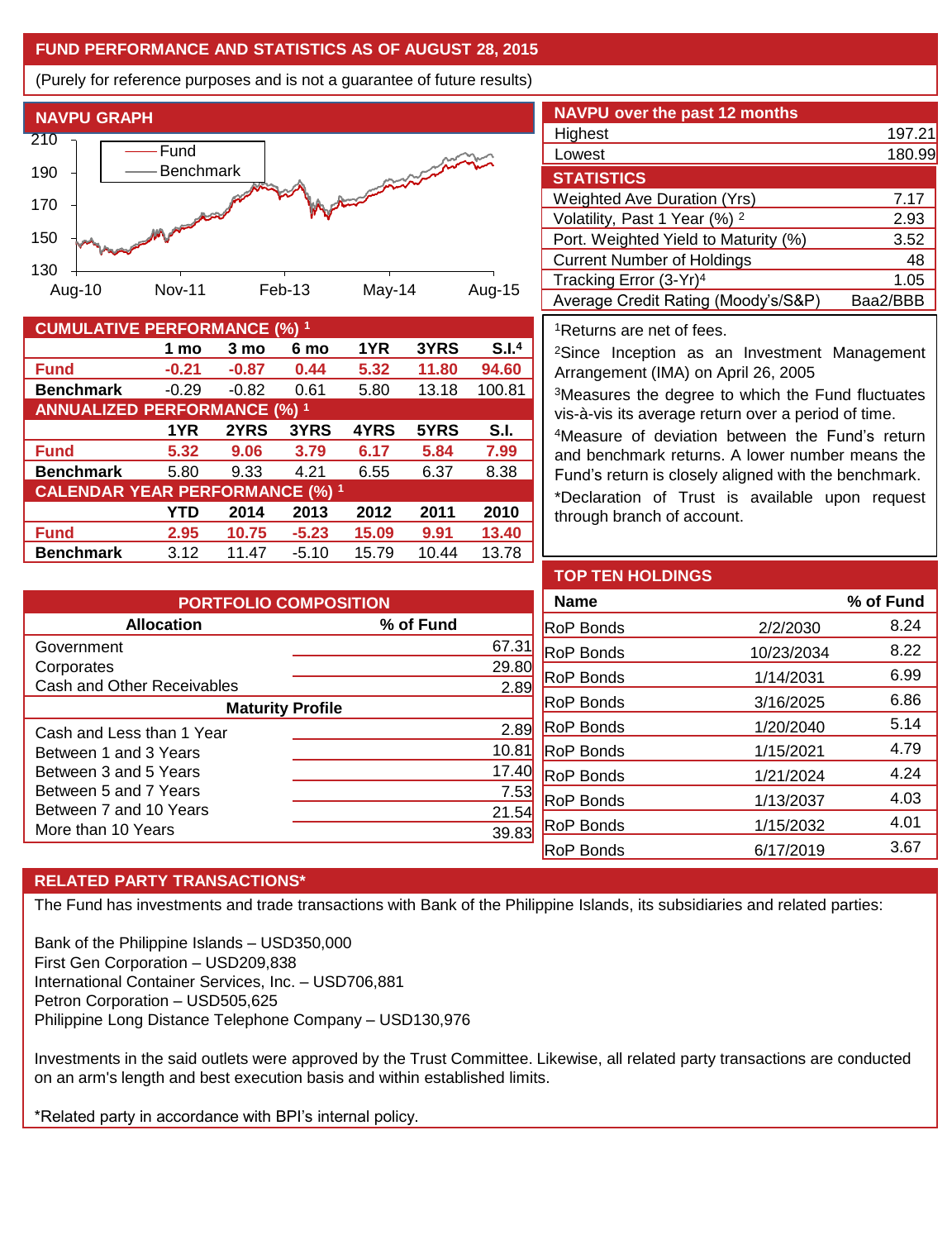## FUND PERFORMANCE AND STATISTICS AS OF AUGUST 28, 2015

(Purely for reference purposes and is not a guarantee of future results)

### NAVPU GRAPH

210, 190, 170, 150, 130

Fund
Benchmark

Aug-10, Nov-11, Feb-13, May-14, Aug-15

### NAVPU over the past 12 months

| | |
|---|---|
| Highest | 197.21 |
| Lowest | 180.99 |

### STATISTICS

| | |
|---|---|
| Weighted Ave Duration (Yrs) | 7.17 |
| Volatility, Past 1 Year (%) [2] | 2.93 |
| Port. Weighted Yield to Maturity (%) | 3.52 |
| Current Number of Holdings | 48 |
| Tracking Error (3-Yr)[4] | 1.05 |
| Average Credit Rating (Moody's/S&P) | Baa2/BBB |

### CUMULATIVE PERFORMANCE (%) [1]

| | 1 mo | 3 mo | 6 mo | 1YR | 3YRS | S.I.[4] |
|---|---|---|---|---|---|---|
| **Fund** | **-0.21** | **-0.87** | **0.44** | **5.32** | **11.80** | **94.60** |
| **Benchmark** | -0.29 | -0.82 | 0.61 | 5.80 | 13.18 | 100.81 |

### ANNUALIZED PERFORMANCE (%) [1]

| | 1YR | 2YRS | 3YRS | 4YRS | 5YRS | S.I. |
|---|---|---|---|---|---|---|
| **Fund** | **5.32** | **9.06** | **3.79** | **6.17** | **5.84** | **7.99** |
| **Benchmark** | 5.80 | 9.33 | 4.21 | 6.55 | 6.37 | 8.38 |

### CALENDAR YEAR PERFORMANCE (%) [1]

| | YTD | 2014 | 2013 | 2012 | 2011 | 2010 |
|---|---|---|---|---|---|---|
| **Fund** | **2.95** | **10.75** | **-5.23** | **15.09** | **9.91** | **13.40** |
| **Benchmark** | 3.12 | 11.47 | -5.10 | 15.79 | 10.44 | 13.78 |

[1]Returns are net of fees.

[2]Since Inception as an Investment Management Arrangement (IMA) on April 26, 2005

[3]Measures the degree to which the Fund fluctuates vis-à-vis its average return over a period of time.

[4]Measure of deviation between the Fund's return and benchmark returns. A lower number means the Fund's return is closely aligned with the benchmark.

*Declaration of Trust is available upon request through branch of account.

### PORTFOLIO COMPOSITION

| Allocation | % of Fund |
|---|---|
| Government | 67.31 |
| Corporates | 29.80 |
| Cash and Other Receivables | 2.89 |
| **Maturity Profile** | |
| Cash and Less than 1 Year | 2.89 |
| Between 1 and 3 Years | 10.81 |
| Between 3 and 5 Years | 17.40 |
| Between 5 and 7 Years | 7.53 |
| Between 7 and 10 Years | 21.54 |
| More than 10 Years | 39.83 |

### TOP TEN HOLDINGS

| Name | | % of Fund |
|---|---|---|
| RoP Bonds | 2/2/2030 | 8.24 |
| RoP Bonds | 10/23/2034 | 8.22 |
| RoP Bonds | 1/14/2031 | 6.99 |
| RoP Bonds | 3/16/2025 | 6.86 |
| RoP Bonds | 1/20/2040 | 5.14 |
| RoP Bonds | 1/15/2021 | 4.79 |
| RoP Bonds | 1/21/2024 | 4.24 |
| RoP Bonds | 1/13/2037 | 4.03 |
| RoP Bonds | 1/15/2032 | 4.01 |
| RoP Bonds | 6/17/2019 | 3.67 |

### RELATED PARTY TRANSACTIONS*

The Fund has investments and trade transactions with Bank of the Philippine Islands, its subsidiaries and related parties:

Bank of the Philippine Islands – USD350,000
First Gen Corporation – USD209,838
International Container Services, Inc. – USD706,881
Petron Corporation – USD505,625
Philippine Long Distance Telephone Company – USD130,976

Investments in the said outlets were approved by the Trust Committee. Likewise, all related party transactions are conducted on an arm's length and best execution basis and within established limits.

*Related party in accordance with BPI's internal policy.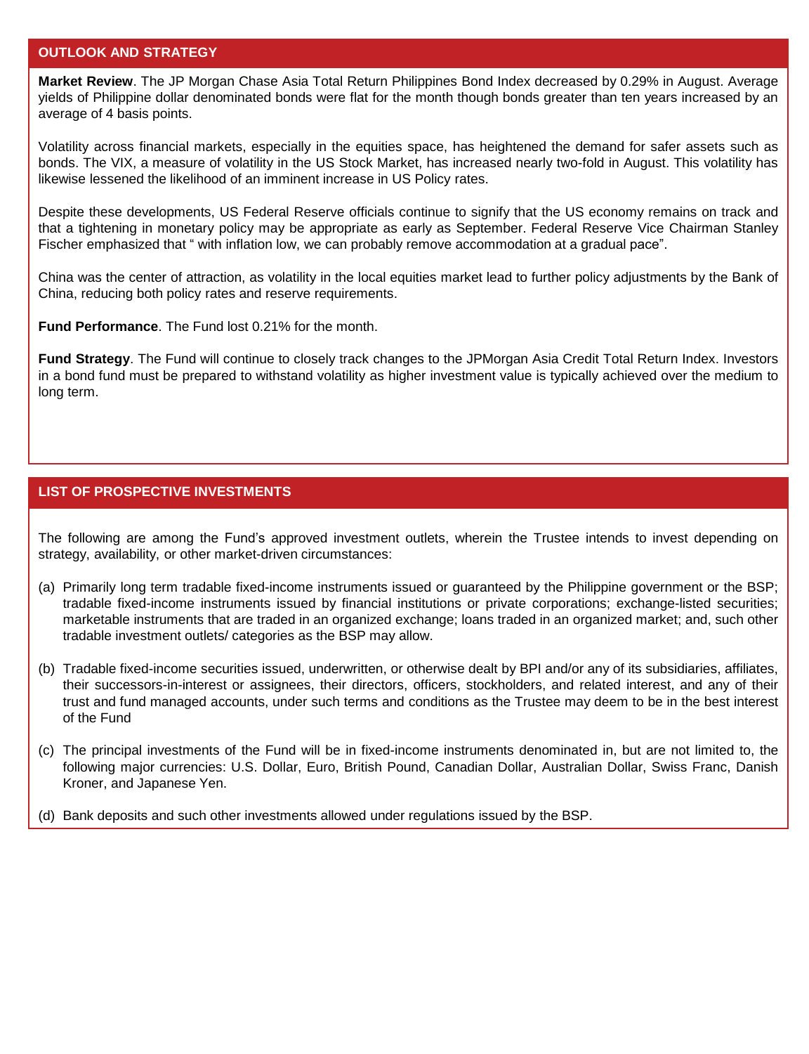## OUTLOOK AND STRATEGY

**Market Review**. The JP Morgan Chase Asia Total Return Philippines Bond Index decreased by 0.29% in August. Average yields of Philippine dollar denominated bonds were flat for the month though bonds greater than ten years increased by an average of 4 basis points.

Volatility across financial markets, especially in the equities space, has heightened the demand for safer assets such as bonds. The VIX, a measure of volatility in the US Stock Market, has increased nearly two-fold in August. This volatility has likewise lessened the likelihood of an imminent increase in US Policy rates.

Despite these developments, US Federal Reserve officials continue to signify that the US economy remains on track and that a tightening in monetary policy may be appropriate as early as September. Federal Reserve Vice Chairman Stanley Fischer emphasized that " with inflation low, we can probably remove accommodation at a gradual pace".

China was the center of attraction, as volatility in the local equities market lead to further policy adjustments by the Bank of China, reducing both policy rates and reserve requirements.

**Fund Performance**. The Fund lost 0.21% for the month.

**Fund Strategy**. The Fund will continue to closely track changes to the JPMorgan Asia Credit Total Return Index. Investors in a bond fund must be prepared to withstand volatility as higher investment value is typically achieved over the medium to long term.

## LIST OF PROSPECTIVE INVESTMENTS

The following are among the Fund's approved investment outlets, wherein the Trustee intends to invest depending on strategy, availability, or other market-driven circumstances:

(a) Primarily long term tradable fixed-income instruments issued or guaranteed by the Philippine government or the BSP; tradable fixed-income instruments issued by financial institutions or private corporations; exchange-listed securities; marketable instruments that are traded in an organized exchange; loans traded in an organized market; and, such other tradable investment outlets/ categories as the BSP may allow.

(b) Tradable fixed-income securities issued, underwritten, or otherwise dealt by BPI and/or any of its subsidiaries, affiliates, their successors-in-interest or assignees, their directors, officers, stockholders, and related interest, and any of their trust and fund managed accounts, under such terms and conditions as the Trustee may deem to be in the best interest of the Fund

(c) The principal investments of the Fund will be in fixed-income instruments denominated in, but are not limited to, the following major currencies: U.S. Dollar, Euro, British Pound, Canadian Dollar, Australian Dollar, Swiss Franc, Danish Kroner, and Japanese Yen.

(d) Bank deposits and such other investments allowed under regulations issued by the BSP.